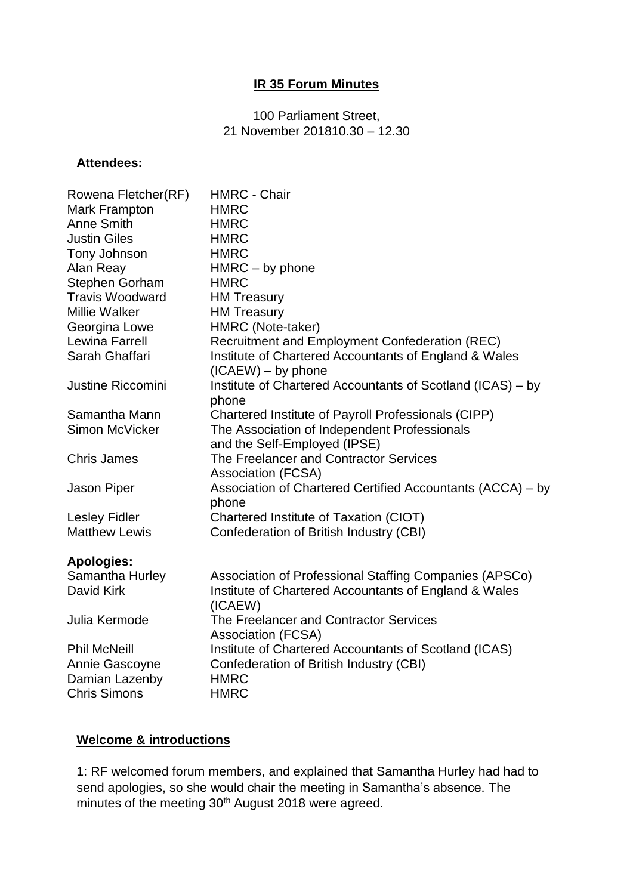**IR 35 Forum Minutes**

100 Parliament Street,
21 November 201810.30 – 12.30

**Attendees:**

| | |
|---|---|
| Rowena Fletcher(RF) | HMRC - Chair |
| Mark Frampton | HMRC |
| Anne Smith | HMRC |
| Justin Giles | HMRC |
| Tony Johnson | HMRC |
| Alan Reay | HMRC – by phone |
| Stephen Gorham | HMRC |
| Travis Woodward | HM Treasury |
| Millie Walker | HM Treasury |
| Georgina Lowe | HMRC (Note-taker) |
| Lewina Farrell | Recruitment and Employment Confederation (REC) |
| Sarah Ghaffari | Institute of Chartered Accountants of England & Wales (ICAEW) – by phone |
| Justine Riccomini | Institute of Chartered Accountants of Scotland (ICAS) – by phone |
| Samantha Mann | Chartered Institute of Payroll Professionals (CIPP) |
| Simon McVicker | The Association of Independent Professionals and the Self-Employed (IPSE) |
| Chris James | The Freelancer and Contractor Services Association (FCSA) |
| Jason Piper | Association of Chartered Certified Accountants (ACCA) – by phone |
| Lesley Fidler | Chartered Institute of Taxation (CIOT) |
| Matthew Lewis | Confederation of British Industry (CBI) |

**Apologies:**

| | |
|---|---|
| Samantha Hurley | Association of Professional Staffing Companies (APSCo) |
| David Kirk | Institute of Chartered Accountants of England & Wales (ICAEW) |
| Julia Kermode | The Freelancer and Contractor Services Association (FCSA) |
| Phil McNeill | Institute of Chartered Accountants of Scotland (ICAS) |
| Annie Gascoyne | Confederation of British Industry (CBI) |
| Damian Lazenby | HMRC |
| Chris Simons | HMRC |

## Welcome & introductions

1: RF welcomed forum members, and explained that Samantha Hurley had had to send apologies, so she would chair the meeting in Samantha's absence. The minutes of the meeting 30th August 2018 were agreed.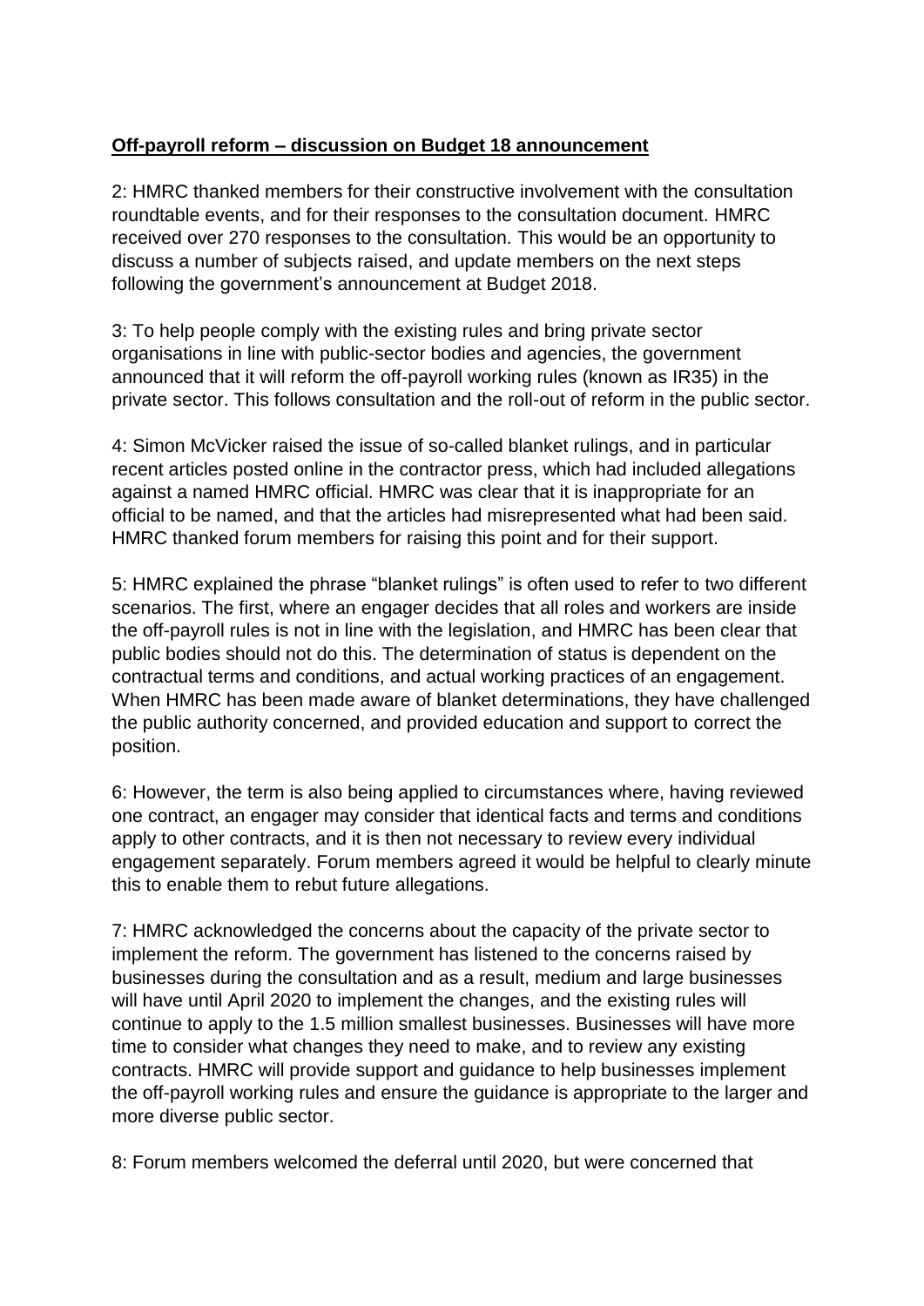**Off-payroll reform – discussion on Budget 18 announcement**

2: HMRC thanked members for their constructive involvement with the consultation roundtable events, and for their responses to the consultation document. HMRC received over 270 responses to the consultation. This would be an opportunity to discuss a number of subjects raised, and update members on the next steps following the government's announcement at Budget 2018.

3: To help people comply with the existing rules and bring private sector organisations in line with public-sector bodies and agencies, the government announced that it will reform the off-payroll working rules (known as IR35) in the private sector. This follows consultation and the roll-out of reform in the public sector.

4: Simon McVicker raised the issue of so-called blanket rulings, and in particular recent articles posted online in the contractor press, which had included allegations against a named HMRC official. HMRC was clear that it is inappropriate for an official to be named, and that the articles had misrepresented what had been said. HMRC thanked forum members for raising this point and for their support.

5: HMRC explained the phrase "blanket rulings" is often used to refer to two different scenarios. The first, where an engager decides that all roles and workers are inside the off-payroll rules is not in line with the legislation, and HMRC has been clear that public bodies should not do this. The determination of status is dependent on the contractual terms and conditions, and actual working practices of an engagement. When HMRC has been made aware of blanket determinations, they have challenged the public authority concerned, and provided education and support to correct the position.

6: However, the term is also being applied to circumstances where, having reviewed one contract, an engager may consider that identical facts and terms and conditions apply to other contracts, and it is then not necessary to review every individual engagement separately. Forum members agreed it would be helpful to clearly minute this to enable them to rebut future allegations.

7: HMRC acknowledged the concerns about the capacity of the private sector to implement the reform. The government has listened to the concerns raised by businesses during the consultation and as a result, medium and large businesses will have until April 2020 to implement the changes, and the existing rules will continue to apply to the 1.5 million smallest businesses. Businesses will have more time to consider what changes they need to make, and to review any existing contracts. HMRC will provide support and guidance to help businesses implement the off-payroll working rules and ensure the guidance is appropriate to the larger and more diverse public sector.

8: Forum members welcomed the deferral until 2020, but were concerned that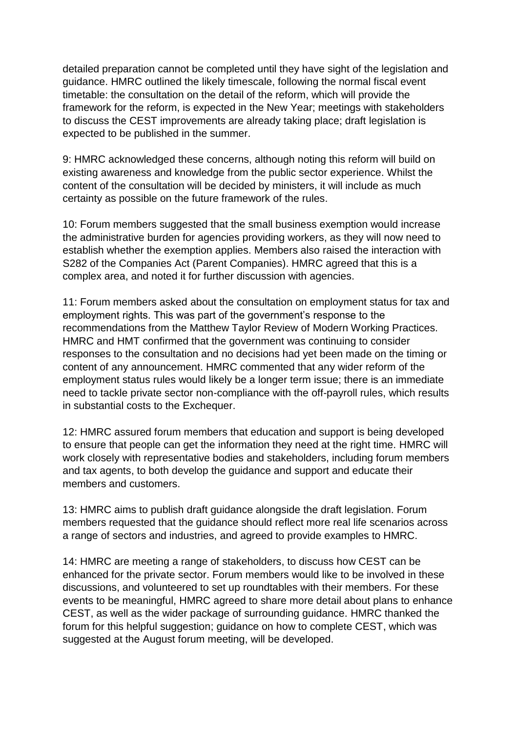detailed preparation cannot be completed until they have sight of the legislation and guidance. HMRC outlined the likely timescale, following the normal fiscal event timetable: the consultation on the detail of the reform, which will provide the framework for the reform, is expected in the New Year; meetings with stakeholders to discuss the CEST improvements are already taking place; draft legislation is expected to be published in the summer.

9: HMRC acknowledged these concerns, although noting this reform will build on existing awareness and knowledge from the public sector experience. Whilst the content of the consultation will be decided by ministers, it will include as much certainty as possible on the future framework of the rules.

10: Forum members suggested that the small business exemption would increase the administrative burden for agencies providing workers, as they will now need to establish whether the exemption applies. Members also raised the interaction with S282 of the Companies Act (Parent Companies). HMRC agreed that this is a complex area, and noted it for further discussion with agencies.

11: Forum members asked about the consultation on employment status for tax and employment rights. This was part of the government's response to the recommendations from the Matthew Taylor Review of Modern Working Practices. HMRC and HMT confirmed that the government was continuing to consider responses to the consultation and no decisions had yet been made on the timing or content of any announcement. HMRC commented that any wider reform of the employment status rules would likely be a longer term issue; there is an immediate need to tackle private sector non-compliance with the off-payroll rules, which results in substantial costs to the Exchequer.

12: HMRC assured forum members that education and support is being developed to ensure that people can get the information they need at the right time. HMRC will work closely with representative bodies and stakeholders, including forum members and tax agents, to both develop the guidance and support and educate their members and customers.

13: HMRC aims to publish draft guidance alongside the draft legislation. Forum members requested that the guidance should reflect more real life scenarios across a range of sectors and industries, and agreed to provide examples to HMRC.

14: HMRC are meeting a range of stakeholders, to discuss how CEST can be enhanced for the private sector. Forum members would like to be involved in these discussions, and volunteered to set up roundtables with their members. For these events to be meaningful, HMRC agreed to share more detail about plans to enhance CEST, as well as the wider package of surrounding guidance. HMRC thanked the forum for this helpful suggestion; guidance on how to complete CEST, which was suggested at the August forum meeting, will be developed.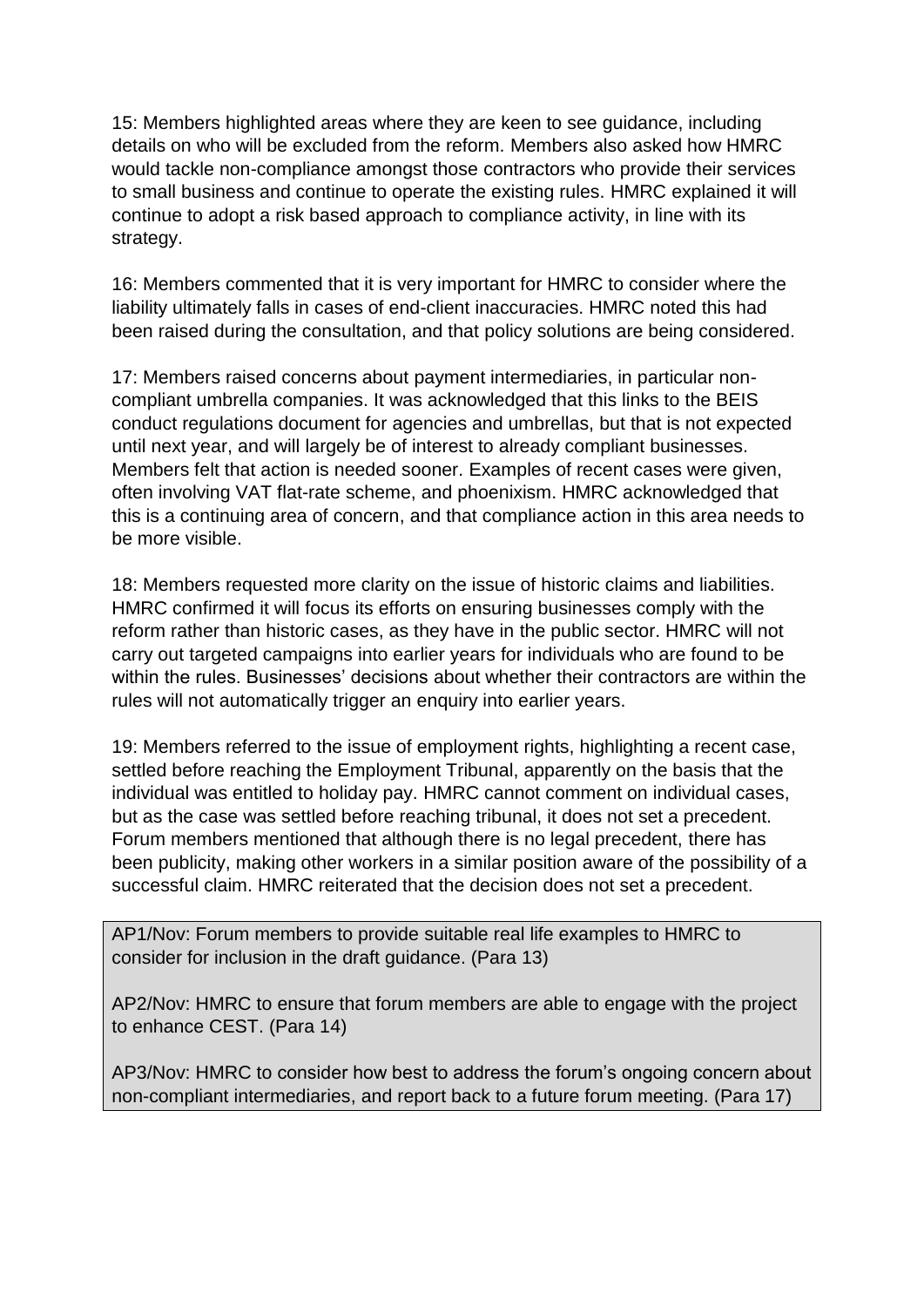15: Members highlighted areas where they are keen to see guidance, including details on who will be excluded from the reform. Members also asked how HMRC would tackle non-compliance amongst those contractors who provide their services to small business and continue to operate the existing rules. HMRC explained it will continue to adopt a risk based approach to compliance activity, in line with its strategy.

16: Members commented that it is very important for HMRC to consider where the liability ultimately falls in cases of end-client inaccuracies. HMRC noted this had been raised during the consultation, and that policy solutions are being considered.

17: Members raised concerns about payment intermediaries, in particular non-compliant umbrella companies. It was acknowledged that this links to the BEIS conduct regulations document for agencies and umbrellas, but that is not expected until next year, and will largely be of interest to already compliant businesses. Members felt that action is needed sooner. Examples of recent cases were given, often involving VAT flat-rate scheme, and phoenixism. HMRC acknowledged that this is a continuing area of concern, and that compliance action in this area needs to be more visible.

18: Members requested more clarity on the issue of historic claims and liabilities. HMRC confirmed it will focus its efforts on ensuring businesses comply with the reform rather than historic cases, as they have in the public sector. HMRC will not carry out targeted campaigns into earlier years for individuals who are found to be within the rules. Businesses' decisions about whether their contractors are within the rules will not automatically trigger an enquiry into earlier years.

19: Members referred to the issue of employment rights, highlighting a recent case, settled before reaching the Employment Tribunal, apparently on the basis that the individual was entitled to holiday pay. HMRC cannot comment on individual cases, but as the case was settled before reaching tribunal, it does not set a precedent. Forum members mentioned that although there is no legal precedent, there has been publicity, making other workers in a similar position aware of the possibility of a successful claim. HMRC reiterated that the decision does not set a precedent.

AP1/Nov: Forum members to provide suitable real life examples to HMRC to consider for inclusion in the draft guidance. (Para 13)

AP2/Nov: HMRC to ensure that forum members are able to engage with the project to enhance CEST. (Para 14)

AP3/Nov: HMRC to consider how best to address the forum's ongoing concern about non-compliant intermediaries, and report back to a future forum meeting. (Para 17)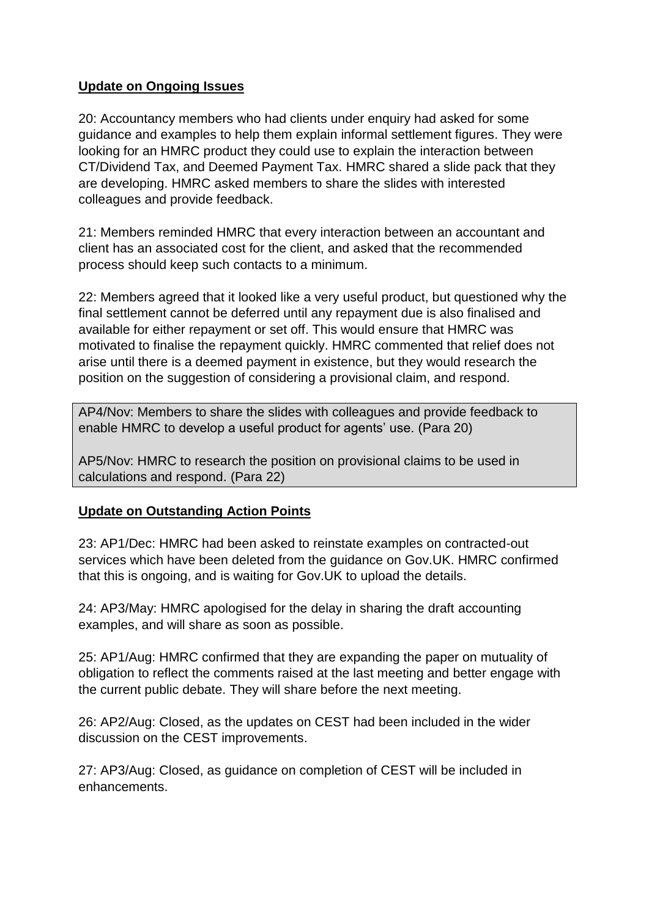**Update on Ongoing Issues**

20: Accountancy members who had clients under enquiry had asked for some guidance and examples to help them explain informal settlement figures. They were looking for an HMRC product they could use to explain the interaction between CT/Dividend Tax, and Deemed Payment Tax. HMRC shared a slide pack that they are developing. HMRC asked members to share the slides with interested colleagues and provide feedback.

21: Members reminded HMRC that every interaction between an accountant and client has an associated cost for the client, and asked that the recommended process should keep such contacts to a minimum.

22: Members agreed that it looked like a very useful product, but questioned why the final settlement cannot be deferred until any repayment due is also finalised and available for either repayment or set off. This would ensure that HMRC was motivated to finalise the repayment quickly. HMRC commented that relief does not arise until there is a deemed payment in existence, but they would research the position on the suggestion of considering a provisional claim, and respond.

AP4/Nov: Members to share the slides with colleagues and provide feedback to enable HMRC to develop a useful product for agents' use. (Para 20)

AP5/Nov: HMRC to research the position on provisional claims to be used in calculations and respond. (Para 22)

**Update on Outstanding Action Points**

23: AP1/Dec: HMRC had been asked to reinstate examples on contracted-out services which have been deleted from the guidance on Gov.UK. HMRC confirmed that this is ongoing, and is waiting for Gov.UK to upload the details.

24: AP3/May: HMRC apologised for the delay in sharing the draft accounting examples, and will share as soon as possible.

25: AP1/Aug: HMRC confirmed that they are expanding the paper on mutuality of obligation to reflect the comments raised at the last meeting and better engage with the current public debate. They will share before the next meeting.

26: AP2/Aug: Closed, as the updates on CEST had been included in the wider discussion on the CEST improvements.

27: AP3/Aug: Closed, as guidance on completion of CEST will be included in enhancements.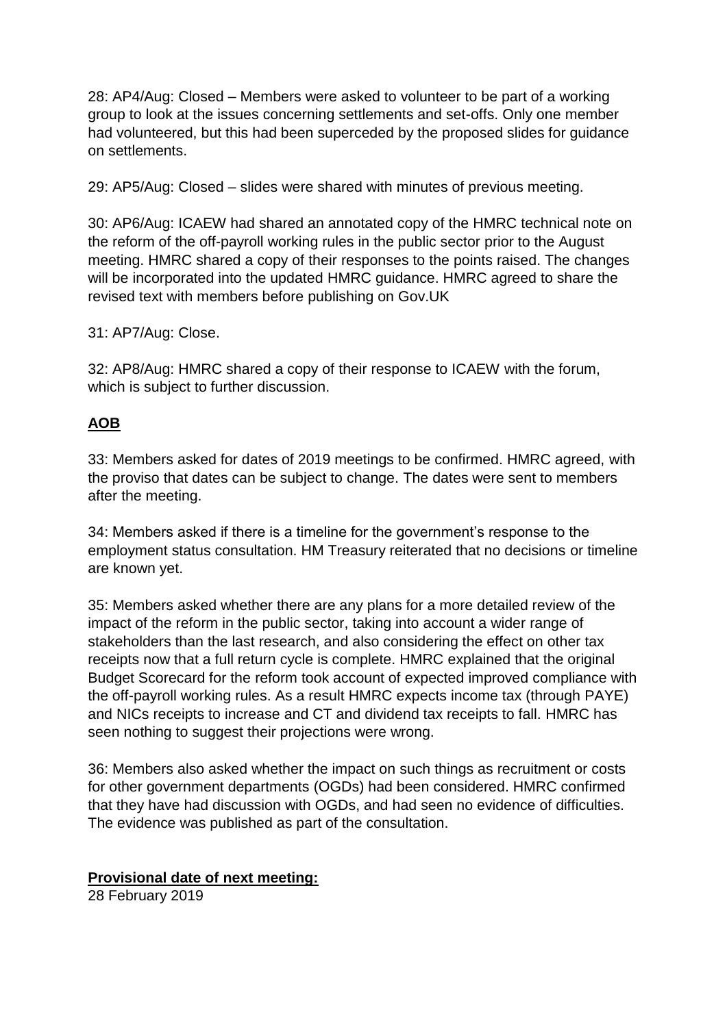28: AP4/Aug: Closed – Members were asked to volunteer to be part of a working group to look at the issues concerning settlements and set-offs. Only one member had volunteered, but this had been superceded by the proposed slides for guidance on settlements.

29: AP5/Aug: Closed – slides were shared with minutes of previous meeting.

30: AP6/Aug: ICAEW had shared an annotated copy of the HMRC technical note on the reform of the off-payroll working rules in the public sector prior to the August meeting. HMRC shared a copy of their responses to the points raised. The changes will be incorporated into the updated HMRC guidance. HMRC agreed to share the revised text with members before publishing on Gov.UK

31: AP7/Aug: Close.

32: AP8/Aug: HMRC shared a copy of their response to ICAEW with the forum, which is subject to further discussion.

**AOB**

33: Members asked for dates of 2019 meetings to be confirmed. HMRC agreed, with the proviso that dates can be subject to change. The dates were sent to members after the meeting.

34: Members asked if there is a timeline for the government's response to the employment status consultation. HM Treasury reiterated that no decisions or timeline are known yet.

35: Members asked whether there are any plans for a more detailed review of the impact of the reform in the public sector, taking into account a wider range of stakeholders than the last research, and also considering the effect on other tax receipts now that a full return cycle is complete. HMRC explained that the original Budget Scorecard for the reform took account of expected improved compliance with the off-payroll working rules. As a result HMRC expects income tax (through PAYE) and NICs receipts to increase and CT and dividend tax receipts to fall. HMRC has seen nothing to suggest their projections were wrong.

36: Members also asked whether the impact on such things as recruitment or costs for other government departments (OGDs) had been considered. HMRC confirmed that they have had discussion with OGDs, and had seen no evidence of difficulties. The evidence was published as part of the consultation.

**Provisional date of next meeting:**

28 February 2019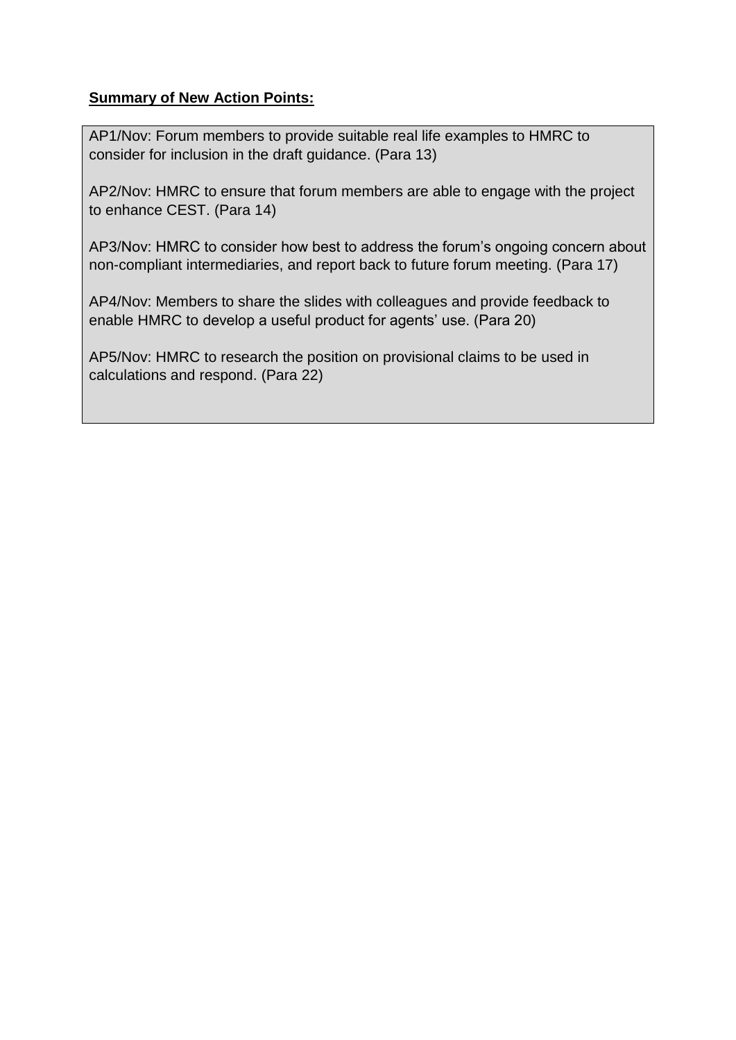**Summary of New Action Points:**

AP1/Nov: Forum members to provide suitable real life examples to HMRC to consider for inclusion in the draft guidance. (Para 13)

AP2/Nov: HMRC to ensure that forum members are able to engage with the project to enhance CEST. (Para 14)

AP3/Nov: HMRC to consider how best to address the forum's ongoing concern about non-compliant intermediaries, and report back to future forum meeting. (Para 17)

AP4/Nov: Members to share the slides with colleagues and provide feedback to enable HMRC to develop a useful product for agents' use. (Para 20)

AP5/Nov: HMRC to research the position on provisional claims to be used in calculations and respond. (Para 22)